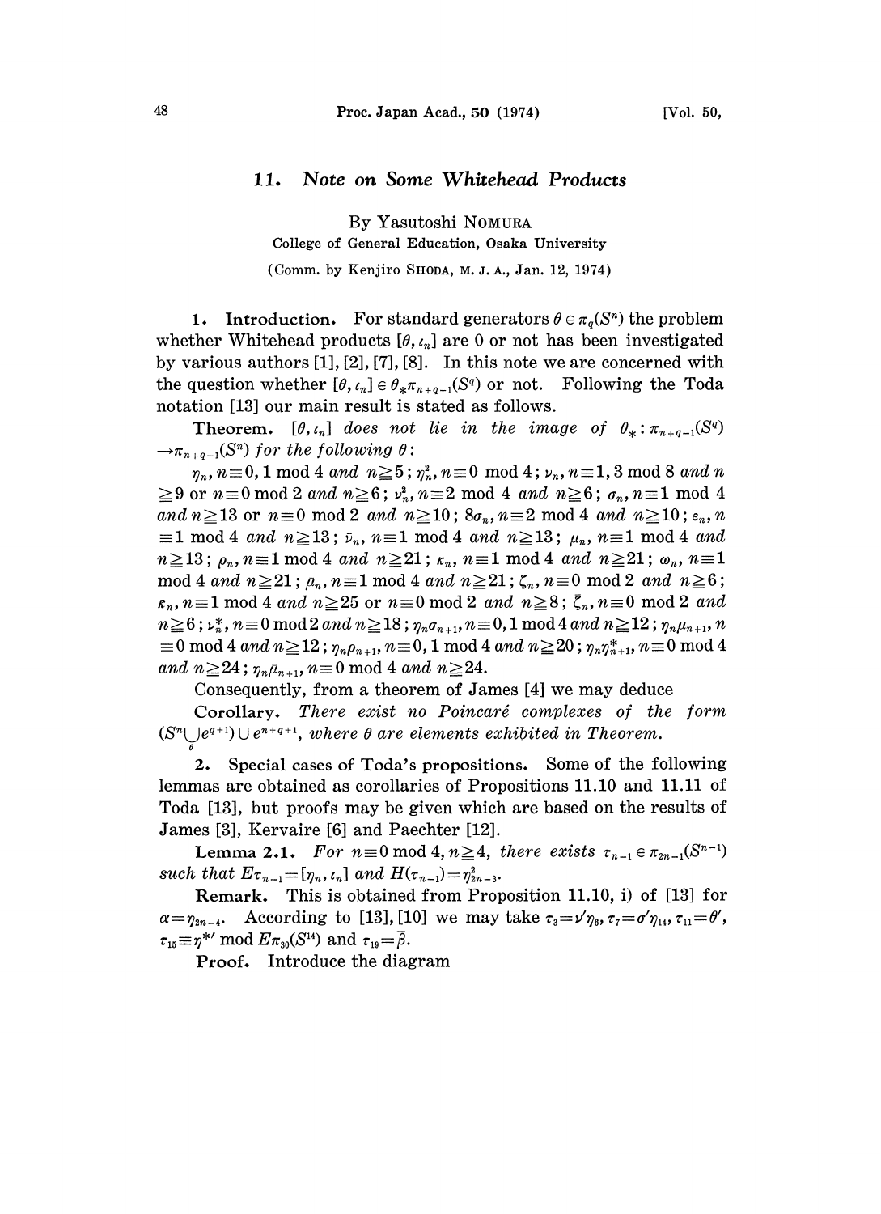# 11. *Note on Some Whitehead Products*

By Yasutoshi NOMURA

College of General Education, Osaka University

(Comm. by Kenjiro SHODA, M. J. A., Jan. 12, 1974)

**1. Introduction.** For standard generators $\theta \in \pi_q(S^n)$ the problem whether Whitehead products $[\theta, \iota_n]$ are 0 or not has been investigated by various authors [1], [2], [7], [8]. In this note we are concerned with the question whether $[\theta, \iota_n] \in \theta_* \pi_{n+q-1}(S^q)$ or not. Following the Toda notation [13] our main result is stated as follows.

**Theorem.** *$[\theta, \iota_n]$ does not lie in the image of $\theta_* : \pi_{n+q-1}(S^q) \to \pi_{n+q-1}(S^n)$ for the following $\theta$:*

$\eta_n$, $n \equiv 0, 1 \bmod 4$ *and* $n \geq 5$; $\eta_n^2$, $n \equiv 0 \bmod 4$; $\nu_n$, $n \equiv 1, 3 \bmod 8$ *and* $n \geq 9$ or $n \equiv 0 \bmod 2$ *and* $n \geq 6$; $\nu_n^2$, $n \equiv 2 \bmod 4$ *and* $n \geq 6$; $\sigma_n$, $n \equiv 1 \bmod 4$ *and* $n \geq 13$ or $n \equiv 0 \bmod 2$ *and* $n \geq 10$; $8\sigma_n$, $n \equiv 2 \bmod 4$ *and* $n \geq 10$; $\varepsilon_n$, $n \equiv 1 \bmod 4$ *and* $n \geq 13$; $\bar{\nu}_n$, $n \equiv 1 \bmod 4$ *and* $n \geq 13$; $\mu_n$, $n \equiv 1 \bmod 4$ *and* $n \geq 13$; $\rho_n$, $n \equiv 1 \bmod 4$ *and* $n \geq 21$; $\kappa_n$, $n \equiv 1 \bmod 4$ *and* $n \geq 21$; $\omega_n$, $n \equiv 1 \bmod 4$ *and* $n \geq 21$; $\bar{\mu}_n$, $n \equiv 1 \bmod 4$ *and* $n \geq 21$; $\zeta_n$, $n \equiv 0 \bmod 2$ *and* $n \geq 6$; $\bar{\kappa}_n$, $n \equiv 1 \bmod 4$ *and* $n \geq 25$ or $n \equiv 0 \bmod 2$ *and* $n \geq 8$; $\bar{\zeta}_n$, $n \equiv 0 \bmod 2$ *and* $n \geq 6$; $\nu_n^*$, $n \equiv 0 \bmod 2$ *and* $n \geq 18$; $\eta_n \sigma_{n+1}$, $n \equiv 0, 1 \bmod 4$ *and* $n \geq 12$; $\eta_n \mu_{n+1}$, $n \equiv 0 \bmod 4$ *and* $n \geq 12$; $\eta_n \rho_{n+1}$, $n \equiv 0, 1 \bmod 4$ *and* $n \geq 20$; $\eta_n \eta_{n+1}^*$, $n \equiv 0 \bmod 4$ *and* $n \geq 24$; $\eta_n \bar{\mu}_{n+1}$, $n \equiv 0 \bmod 4$ *and* $n \geq 24$.

Consequently, from a theorem of James [4] we may deduce

**Corollary.** *There exist no Poincaré complexes of the form $(S^n \cup_\theta e^{q+1}) \cup e^{n+q+1}$, where $\theta$ are elements exhibited in Theorem.*

**2. Special cases of Toda's propositions.** Some of the following lemmas are obtained as corollaries of Propositions 11.10 and 11.11 of Toda [13], but proofs may be given which are based on the results of James [3], Kervaire [6] and Paechter [12].

**Lemma 2.1.** *For $n \equiv 0 \bmod 4$, $n \geq 4$, there exists $\tau_{n-1} \in \pi_{2n-1}(S^{n-1})$ such that $E\tau_{n-1} = [\eta_n, \iota_n]$ and $H(\tau_{n-1}) = \eta_{2n-3}^2$.*

**Remark.** This is obtained from Proposition 11.10, i) of [13] for $\alpha = \eta_{2n-4}$. According to [13], [10] we may take $\tau_3 = \nu' \eta_6$, $\tau_7 = \sigma' \eta_{14}$, $\tau_{11} = \theta'$, $\tau_{15} \equiv \eta^{*\prime} \bmod E\pi_{30}(S^{14})$ and $\tau_{19} = \bar{\beta}$.

**Proof.** Introduce the diagram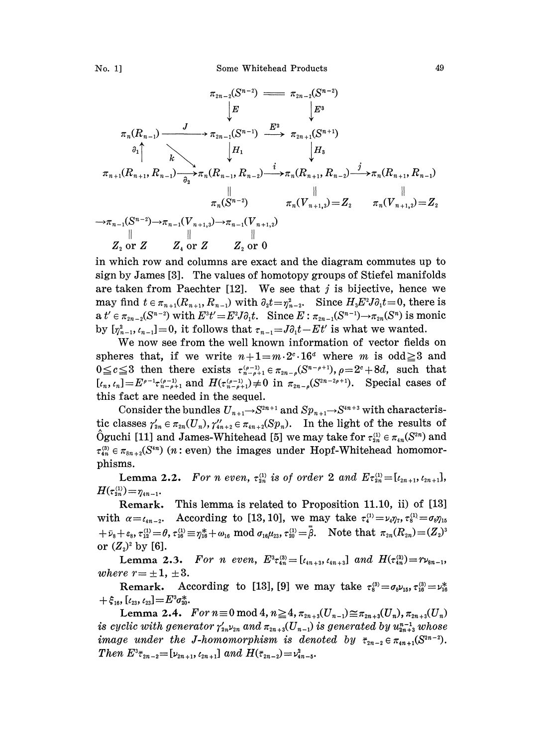$$
\begin{array}{ccccccc}
 & & \pi_{2n-2}(S^{n-2}) & = & \pi_{2n-2}(S^{n-2}) & & \\
 & & \downarrow E & & \downarrow E^3 & & \\
\pi_n(R_{n-1}) & \xrightarrow{J} & \pi_{2n-1}(S^{n-1}) & \xrightarrow{E^2} & \pi_{2n+1}(S^{n+1}) & & \\
\uparrow \partial_1 & \searrow k & \downarrow H_1 & & \downarrow H_3 & & \\
\pi_{n+1}(R_{n+1}, R_{n-1}) & \xrightarrow{\partial_2} & \pi_n(R_{n-1}, R_{n-2}) & \xrightarrow{i} & \pi_n(R_{n+1}, R_{n-2}) & \xrightarrow{j} & \pi_n(R_{n+1}, R_{n-1}) \\
 & & \| & & \| & & \| \\
 & & \pi_n(S^{n-2}) & & \pi_n(V_{n+1,3}) = Z_2 & & \pi_n(V_{n+1,2}) = Z_2
\end{array}
$$

$$
\begin{array}{ccccc}
\to \pi_{n-1}(S^{n-2}) & \to & \pi_{n-1}(V_{n+1,3}) & \to & \pi_{n-1}(V_{n+1,2}) \\
\| & & \| & & \| \\
Z_2 \text{ or } Z & & Z_4 \text{ or } Z & & Z_2 \text{ or } 0
\end{array}
$$

in which row and columns are exact and the diagram commutes up to sign by James [3]. The values of homotopy groups of Stiefel manifolds are taken from Paechter [12]. We see that $j$ is bijective, hence we may find $t \in \pi_{n+1}(R_{n+1}, R_{n-1})$ with $\partial_2 t = \eta^2_{n-2}$. Since $H_3 E^2 J \partial_1 t = 0$, there is a $t' \in \pi_{2n-2}(S^{n-2})$ with $E^3 t' = E^2 J \partial_1 t$. Since $E: \pi_{2n-1}(S^{n-1}) \to \pi_{2n}(S^n)$ is monic by $[\eta^2_{n-1}, \iota_{n-1}] = 0$, it follows that $\tau_{n-1} = J\partial_1 t - Et'$ is what we wanted.

We now see from the well known information of vector fields on spheres that, if we write $n+1 = m \cdot 2^c \cdot 16^d$ where $m$ is odd$\geqq 3$ and $0 \leqq c \leqq 3$ then there exists $\tau^{(\rho-1)}_{n-\rho+1} \in \pi_{2n-\rho}(S^{n-\rho+1})$, $\rho = 2^c + 8d$, such that $[\iota_n, \iota_n] = E^{\rho-1}\tau^{(\rho-1)}_{n-\rho+1}$ and $H(\tau^{(\rho-1)}_{n-\rho+1}) \neq 0$ in $\pi_{2n-\rho}(S^{2n-2\rho+1})$. Special cases of this fact are needed in the sequel.

Consider the bundles $U_{n+1} \to S^{2n+1}$ and $Sp_{n+1} \to S^{4n+3}$ with characteristic classes $\gamma'_{2n} \in \pi_{2n}(U_n)$, $\gamma''_{4n+2} \in \pi_{4n+2}(Sp_n)$. In the light of the results of Ôguchi [11] and James-Whitehead [5] we may take for $\tau^{(1)}_{2n} \in \pi_{4n}(S^{2n})$ and $\tau^{(3)}_{4n} \in \pi_{8n+2}(S^{4n})$ ($n$: even) the images under Hopf-Whitehead homomorphisms.

**Lemma 2.2.** *For $n$ even, $\tau^{(1)}_{2n}$ is of order 2 and $E\tau^{(1)}_{2n} = [\iota_{2n+1}, \iota_{2n+1}]$, $H(\tau^{(1)}_{2n}) = \eta_{4n-1}$.*

**Remark.** This lemma is related to Proposition 11.10, ii) of [13] with $\alpha = \iota_{4n-2}$. According to [13, 10], we may take $\tau^{(1)}_4 = \nu_4\eta_7$, $\tau^{(1)}_8 = \sigma_8\eta_{15} + \bar{\nu}_8 + \varepsilon_8$, $\tau^{(1)}_{12} = \theta$, $\tau^{(1)}_{16} \equiv \eta^*_{16} + \omega_{16} \bmod \sigma_{16}\mu_{23}$, $\tau^{(1)}_{20} = \bar{\bar{\beta}}$. Note that $\pi_{2n}(R_{2n}) = (Z_2)^3$ or $(Z_2)^2$ by [6].

**Lemma 2.3.** *For $n$ even, $E^3\tau^{(3)}_{4n} = [\iota_{4n+3}, \iota_{4n+3}]$ and $H(\tau^{(3)}_{4n}) = r\nu_{8n-1}$, where $r = \pm 1, \pm 3$.*

**Remark.** According to [13], [9] we may take $\tau^{(3)}_8 = \sigma_8\nu_{15}$, $\tau^{(3)}_{16} = \nu^*_{16} + \xi_{16}$, $[\iota_{23}, \iota_{23}] = E^3\sigma^*_{20}$.

**Lemma 2.4.** *For $n \equiv 0 \bmod 4$, $n \geqq 4$, $\pi_{2n+3}(U_{n-1}) \cong \pi_{2n+3}(U_n)$, $\pi_{2n+3}(U_n)$ is cyclic with generator $\gamma'_{2n}\nu_{2n}$ and $\pi_{2n+3}(U_{n-1})$ is generated by $u^{n-1}_{2n+3}$ whose image under the J-homomorphism is denoted by $\bar{\tau}_{2n-2} \in \pi_{4n+1}(S^{2n-2})$. Then $E^3\bar{\tau}_{2n-2} = [\nu_{2n+1}, \iota_{2n+1}]$ and $H(\bar{\tau}_{2n-2}) = \nu^2_{4n-5}$.*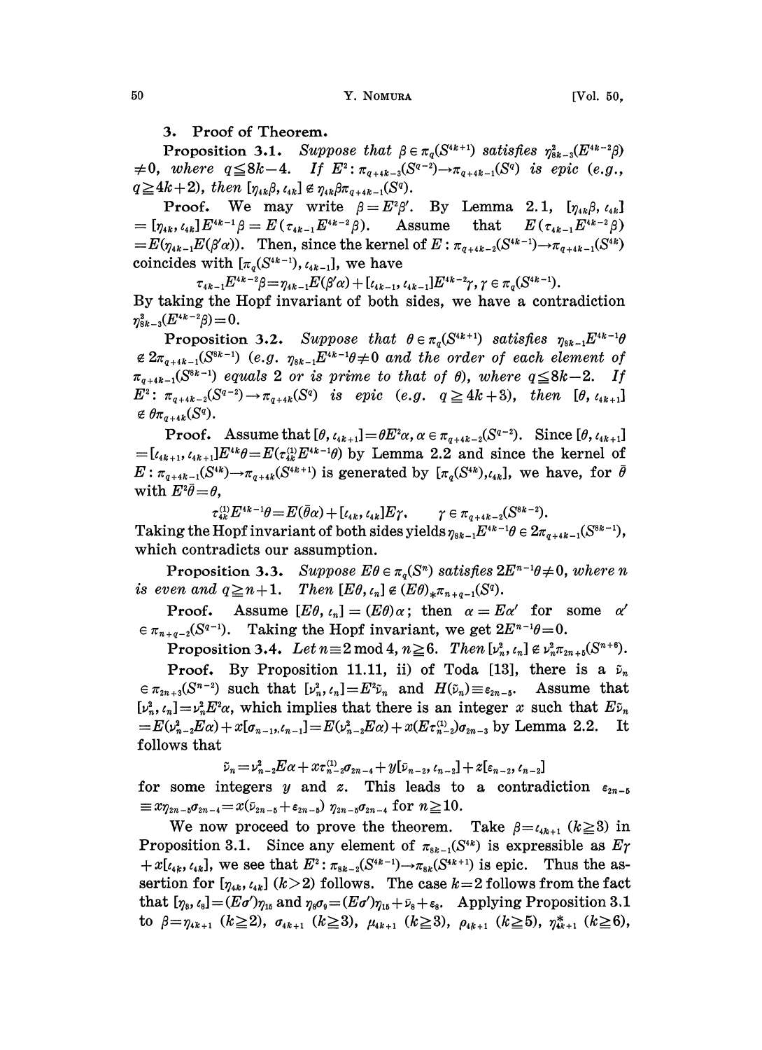## 3. Proof of Theorem.

**Proposition 3.1.** *Suppose that $\beta \in \pi_q(S^{4k+1})$ satisfies $\eta^2_{8k-3}(E^{4k-2}\beta) \neq 0$, where $q \leqq 8k-4$. If $E^2: \pi_{q+4k-3}(S^{q-2}) \to \pi_{q+4k-1}(S^q)$ is epic (e.g., $q \geqq 4k+2$), then $[\eta_{4k}\beta, \iota_{4k}] \notin \eta_{4k}\beta\pi_{q+4k-1}(S^q)$.*

**Proof.** We may write $\beta = E^2\beta'$. By Lemma 2.1, $[\eta_{4k}\beta, \iota_{4k}] = [\eta_{4k}, \iota_{4k}]E^{4k-1}\beta = E(\tau_{4k-1}E^{4k-2}\beta)$. Assume that $E(\tau_{4k-1}E^{4k-2}\beta) = E(\eta_{4k-1}E(\beta'\alpha))$. Then, since the kernel of $E: \pi_{q+4k-2}(S^{4k-1}) \to \pi_{q+4k-1}(S^{4k})$ coincides with $[\pi_q(S^{4k-1}), \iota_{4k-1}]$, we have

$$\tau_{4k-1}E^{4k-2}\beta = \eta_{4k-1}E(\beta'\alpha) + [\iota_{4k-1}, \iota_{4k-1}]E^{4k-2}\gamma, \gamma \in \pi_q(S^{4k-1}).$$

By taking the Hopf invariant of both sides, we have a contradiction $\eta^2_{8k-3}(E^{4k-2}\beta) = 0$.

**Proposition 3.2.** *Suppose that $\theta \in \pi_q(S^{4k+1})$ satisfies $\eta_{8k-1}E^{4k-1}\theta \notin 2\pi_{q+4k-1}(S^{8k-1})$ (e.g. $\eta_{8k-1}E^{4k-1}\theta \neq 0$ and the order of each element of $\pi_{q+4k-1}(S^{8k-1})$ equals 2 or is prime to that of $\theta$), where $q \leqq 8k-2$. If $E^2: \pi_{q+4k-2}(S^{q-2}) \to \pi_{q+4k}(S^q)$ is epic (e.g. $q \geqq 4k+3$), then $[\theta, \iota_{4k+1}] \notin \theta\pi_{q+4k}(S^q)$.*

**Proof.** Assume that $[\theta, \iota_{4k+1}] = \theta E^2\alpha$, $\alpha \in \pi_{q+4k-2}(S^{q-2})$. Since $[\theta, \iota_{4k+1}] = [\iota_{4k+1}, \iota_{4k+1}]E^{4k}\theta = E(\tau^{(1)}_{4k}E^{4k-1}\theta)$ by Lemma 2.2 and since the kernel of $E: \pi_{q+4k-1}(S^{4k}) \to \pi_{q+4k}(S^{4k+1})$ is generated by $[\pi_q(S^{4k}), \iota_{4k}]$, we have, for $\bar{\theta}$ with $E^2\bar{\theta} = \theta$,

$$\tau^{(1)}_{4k}E^{4k-1}\theta = E(\bar{\theta}\alpha) + [\iota_{4k}, \iota_{4k}]E\gamma, \qquad \gamma \in \pi_{q+4k-2}(S^{8k-2}).$$

Taking the Hopf invariant of both sides yields $\eta_{8k-1}E^{4k-1}\theta \in 2\pi_{q+4k-1}(S^{8k-1})$, which contradicts our assumption.

**Proposition 3.3.** *Suppose $E\theta \in \pi_q(S^n)$ satisfies $2E^{n-1}\theta \neq 0$, where $n$ is even and $q \geqq n+1$. Then $[E\theta, \iota_n] \notin (E\theta)_*\pi_{n+q-1}(S^q)$.*

**Proof.** Assume $[E\theta, \iota_n] = (E\theta)\alpha$; then $\alpha = E\alpha'$ for some $\alpha' \in \pi_{n+q-2}(S^{q-1})$. Taking the Hopf invariant, we get $2E^{n-1}\theta = 0$.

**Proposition 3.4.** *Let $n \equiv 2 \bmod 4$, $n \geqq 6$. Then $[\nu^2_n, \iota_n] \notin \nu^2_n\pi_{2n+5}(S^{n+6})$.*

**Proof.** By Proposition 11.11, ii) of Toda [13], there is a $\tilde{\nu}_n \in \pi_{2n+3}(S^{n-2})$ such that $[\nu^2_n, \iota_n] = E^2\tilde{\nu}_n$ and $H(\tilde{\nu}_n) \equiv \varepsilon_{2n-5}$. Assume that $[\nu^2_n, \iota_n] = \nu^2_n E^2\alpha$, which implies that there is an integer $x$ such that $E\tilde{\nu}_n = E(\nu^2_{n-2}E\alpha) + x[\sigma_{n-1}, \iota_{n-1}] = E(\nu^2_{n-2}E\alpha) + x(E\tau^{(1)}_{n-2})\sigma_{2n-3}$ by Lemma 2.2. It follows that

$$\tilde{\nu}_n = \nu^2_{n-2}E\alpha + x\tau^{(1)}_{n-2}\sigma_{2n-4} + y[\bar{\nu}_{n-2}, \iota_{n-2}] + z[\varepsilon_{n-2}, \iota_{n-2}]$$

for some integers $y$ and $z$. This leads to a contradiction $\varepsilon_{2n-5} \equiv x\eta_{2n-5}\sigma_{2n-4} = x(\bar{\nu}_{2n-5} + \varepsilon_{2n-5})\ \eta_{2n-5}\sigma_{2n-4}$ for $n \geqq 10$.

We now proceed to prove the theorem. Take $\beta = \iota_{4k+1}$ ($k \geqq 3$) in Proposition 3.1. Since any element of $\pi_{8k-1}(S^{4k})$ is expressible as $E\gamma + x[\iota_{4k}, \iota_{4k}]$, we see that $E^2: \pi_{8k-2}(S^{4k-1}) \to \pi_{8k}(S^{4k+1})$ is epic. Thus the assertion for $[\eta_{4k}, \iota_{4k}]$ ($k > 2$) follows. The case $k = 2$ follows from the fact that $[\eta_8, \iota_8] = (E\sigma')\eta_{15}$ and $\eta_8\sigma_9 = (E\sigma')\eta_{15} + \bar{\nu}_8 + \varepsilon_8$. Applying Proposition 3.1 to $\beta = \eta_{4k+1}$ ($k \geqq 2$), $\sigma_{4k+1}$ ($k \geqq 3$), $\mu_{4k+1}$ ($k \geqq 3$), $\rho_{4k+1}$ ($k \geqq 5$), $\eta^*_{4k+1}$ ($k \geqq 6$),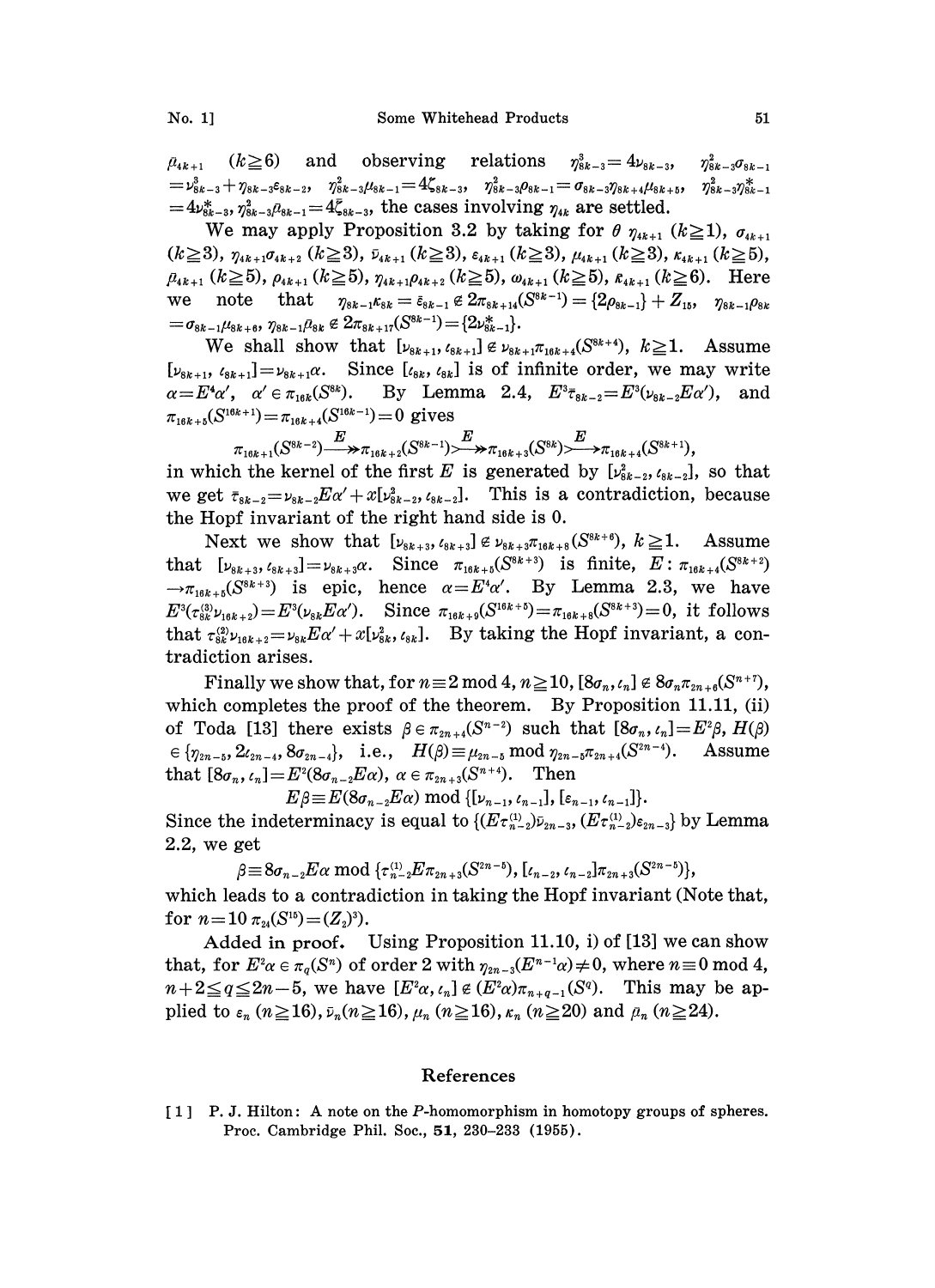$\bar{\mu}_{4k+1}$ $(k\geqq 6)$ and observing relations $\eta^3_{8k-3}=4\nu_{8k-3}$, $\eta^2_{8k-3}\sigma_{8k-1}=\nu^3_{8k-3}+\eta_{8k-3}\varepsilon_{8k-2}$, $\eta^2_{8k-3}\mu_{8k-1}=4\zeta_{8k-3}$, $\eta^2_{8k-3}\rho_{8k-1}=\sigma_{8k-3}\eta_{8k+4}\mu_{8k+5}$, $\eta^2_{8k-3}\eta^*_{8k-1}=4\nu^*_{8k-3}$, $\eta^2_{8k-3}\bar{\mu}_{8k-1}=4\bar{\zeta}_{8k-3}$, the cases involving $\eta_{4k}$ are settled.

We may apply Proposition 3.2 by taking for $\theta$ $\eta_{4k+1}$ $(k\geqq 1)$, $\sigma_{4k+1}$ $(k\geqq 3)$, $\eta_{4k+1}\sigma_{4k+2}$ $(k\geqq 3)$, $\bar{\nu}_{4k+1}$ $(k\geqq 3)$, $\varepsilon_{4k+1}$ $(k\geqq 3)$, $\mu_{4k+1}$ $(k\geqq 3)$, $\kappa_{4k+1}$ $(k\geqq 5)$, $\bar{\mu}_{4k+1}$ $(k\geqq 5)$, $\rho_{4k+1}$ $(k\geqq 5)$, $\eta_{4k+1}\rho_{4k+2}$ $(k\geqq 5)$, $\omega_{4k+1}$ $(k\geqq 5)$, $\bar{\kappa}_{4k+1}$ $(k\geqq 6)$. Here we note that $\eta_{8k-1}\kappa_{8k}=\bar{\varepsilon}_{8k-1}\notin 2\pi_{8k+14}(S^{8k-1})=\{2\rho_{8k-1}\}+Z_{15}$, $\eta_{8k-1}\rho_{8k}=\sigma_{8k-1}\mu_{8k+6}$, $\eta_{8k-1}\bar{\mu}_{8k}\notin 2\pi_{8k+17}(S^{8k-1})=\{2\nu^*_{8k-1}\}$.

We shall show that $[\nu_{8k+1},\iota_{8k+1}]\notin\nu_{8k+1}\pi_{16k+4}(S^{8k+4})$, $k\geqq 1$. Assume $[\nu_{8k+1},\iota_{8k+1}]=\nu_{8k+1}\alpha$. Since $[\iota_{8k},\iota_{8k}]$ is of infinite order, we may write $\alpha=E^4\alpha'$, $\alpha'\in\pi_{16k}(S^{8k})$. By Lemma 2.4, $E^3\bar{\tau}_{8k-2}=E^3(\nu_{8k-2}E\alpha')$, and $\pi_{16k+5}(S^{16k+1})=\pi_{16k+4}(S^{16k-1})=0$ gives

$$\pi_{16k+1}(S^{8k-2})\xrightarrow{E}\!\!\!\!\rightarrow\pi_{16k+2}(S^{8k-1})\rightarrowtail\!\!\!\!\xrightarrow{E}\!\!\!\!\rightarrow\pi_{16k+3}(S^{8k})\rightarrowtail\!\!\!\!\xrightarrow{E}\pi_{16k+4}(S^{8k+1}),$$

in which the kernel of the first $E$ is generated by $[\nu^2_{8k-2},\iota_{8k-2}]$, so that we get $\bar{\tau}_{8k-2}=\nu_{8k-2}E\alpha'+x[\nu^2_{8k-2},\iota_{8k-2}]$. This is a contradiction, because the Hopf invariant of the right hand side is 0.

Next we show that $[\nu_{8k+3},\iota_{8k+3}]\notin\nu_{8k+3}\pi_{16k+8}(S^{8k+6})$, $k\geqq 1$. Assume that $[\nu_{8k+3},\iota_{8k+3}]=\nu_{8k+3}\alpha$. Since $\pi_{16k+5}(S^{8k+3})$ is finite, $E:\pi_{16k+4}(S^{8k+2})\to\pi_{16k+5}(S^{8k+3})$ is epic, hence $\alpha=E^4\alpha'$. By Lemma 2.3, we have $E^3(\tau^{(3)}_{8k}\nu_{16k+2})=E^3(\nu_{8k}E\alpha')$. Since $\pi_{16k+9}(S^{16k+5})=\pi_{16k+8}(S^{8k+3})=0$, it follows that $\tau^{(3)}_{8k}\nu_{16k+2}=\nu_{8k}E\alpha'+x[\nu^2_{8k},\iota_{8k}]$. By taking the Hopf invariant, a contradiction arises.

Finally we show that, for $n\equiv 2\bmod 4$, $n\geqq 10$, $[8\sigma_n,\iota_n]\notin 8\sigma_n\pi_{2n+6}(S^{n+7})$, which completes the proof of the theorem. By Proposition 11.11, (ii) of Toda [13] there exists $\beta\in\pi_{2n+4}(S^{n-2})$ such that $[8\sigma_n,\iota_n]=E^2\beta$, $H(\beta)\in\{\eta_{2n-5},2\iota_{2n-4},8\sigma_{2n-4}\}$, i.e., $H(\beta)\equiv\mu_{2n-5}\bmod\eta_{2n-5}\pi_{2n+4}(S^{2n-4})$. Assume that $[8\sigma_n,\iota_n]=E^2(8\sigma_{n-2}E\alpha)$, $\alpha\in\pi_{2n+3}(S^{n+4})$. Then

$$E\beta\equiv E(8\sigma_{n-2}E\alpha)\bmod\{[\nu_{n-1},\iota_{n-1}],[\varepsilon_{n-1},\iota_{n-1}]\}.$$

Since the indeterminacy is equal to $\{(E\tau^{(1)}_{n-2})\bar{\nu}_{2n-3},(E\tau^{(1)}_{n-2})\varepsilon_{2n-3}\}$ by Lemma 2.2, we get

$$\beta\equiv 8\sigma_{n-2}E\alpha\bmod\{\tau^{(1)}_{n-2}E\pi_{2n+3}(S^{2n-5}),[\iota_{n-2},\iota_{n-2}]\pi_{2n+3}(S^{2n-5})\},$$

which leads to a contradiction in taking the Hopf invariant (Note that, for $n=10$ $\pi_{24}(S^{15})=(Z_2)^3$).

**Added in proof.** Using Proposition 11.10, i) of [13] we can show that, for $E^2\alpha\in\pi_q(S^n)$ of order 2 with $\eta_{2n-3}(E^{n-1}\alpha)\neq 0$, where $n\equiv 0\bmod 4$, $n+2\leqq q\leqq 2n-5$, we have $[E^2\alpha,\iota_n]\notin(E^2\alpha)\pi_{n+q-1}(S^q)$. This may be applied to $\varepsilon_n$ $(n\geqq 16)$, $\bar{\nu}_n(n\geqq 16)$, $\mu_n$ $(n\geqq 16)$, $\kappa_n$ $(n\geqq 20)$ and $\bar{\mu}_n$ $(n\geqq 24)$.

## References

[1] P. J. Hilton: A note on the P-homomorphism in homotopy groups of spheres. Proc. Cambridge Phil. Soc., **51**, 230–233 (1955).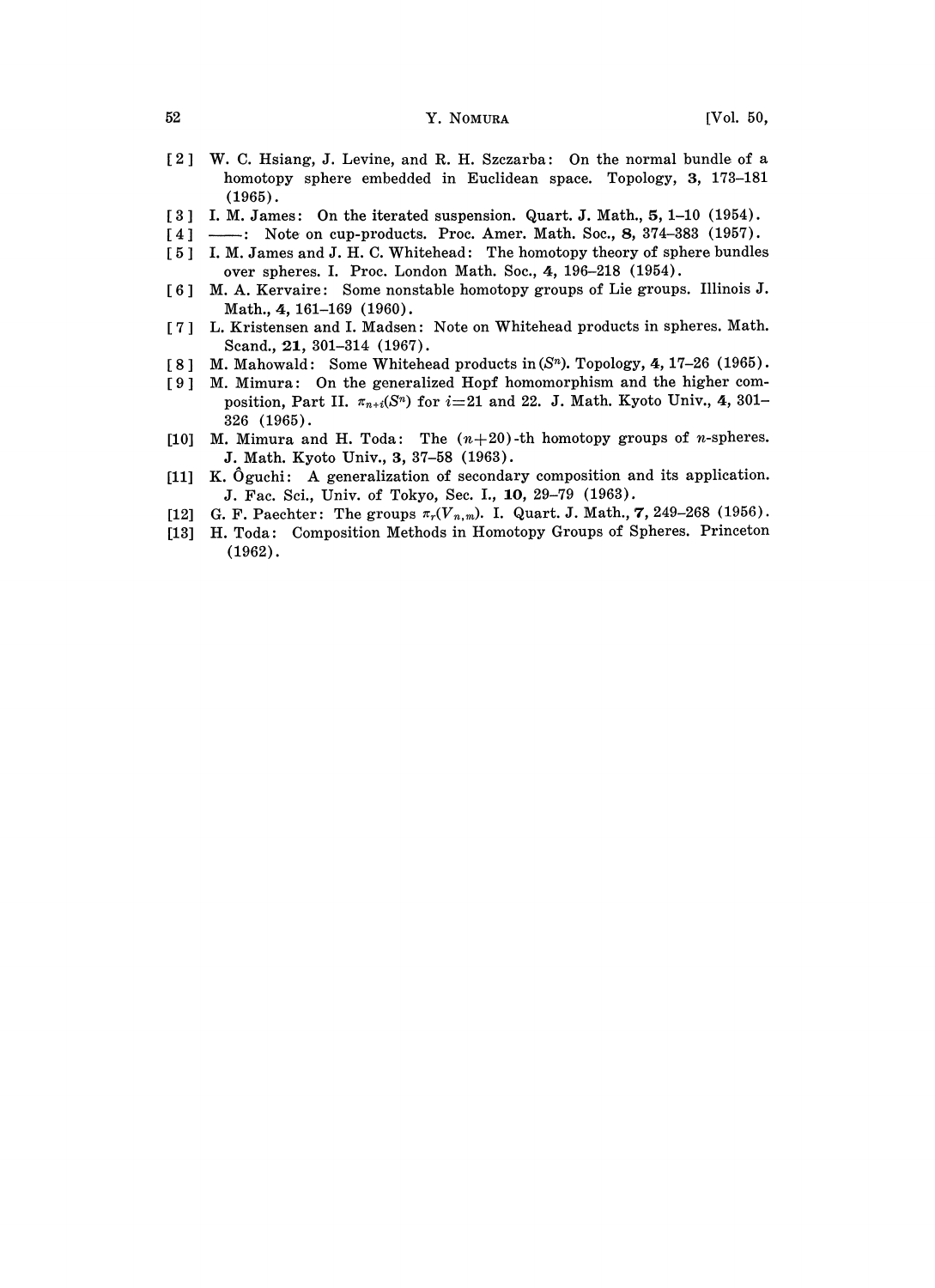[2] W. C. Hsiang, J. Levine, and R. H. Szczarba: On the normal bundle of a homotopy sphere embedded in Euclidean space. Topology, **3**, 173–181 (1965).

[3] I. M. James: On the iterated suspension. Quart. J. Math., **5**, 1–10 (1954).

[4] ——: Note on cup-products. Proc. Amer. Math. Soc., **8**, 374–383 (1957).

[5] I. M. James and J. H. C. Whitehead: The homotopy theory of sphere bundles over spheres. I. Proc. London Math. Soc., **4**, 196–218 (1954).

[6] M. A. Kervaire: Some nonstable homotopy groups of Lie groups. Illinois J. Math., **4**, 161–169 (1960).

[7] L. Kristensen and I. Madsen: Note on Whitehead products in spheres. Math. Scand., **21**, 301–314 (1967).

[8] M. Mahowald: Some Whitehead products in $(S^n)$. Topology, **4**, 17–26 (1965).

[9] M. Mimura: On the generalized Hopf homomorphism and the higher composition, Part II. $\pi_{n+i}(S^n)$ for $i=21$ and 22. J. Math. Kyoto Univ., **4**, 301–326 (1965).

[10] M. Mimura and H. Toda: The $(n+20)$-th homotopy groups of $n$-spheres. J. Math. Kyoto Univ., **3**, 37–58 (1963).

[11] K. Ôguchi: A generalization of secondary composition and its application. J. Fac. Sci., Univ. of Tokyo, Sec. I., **10**, 29–79 (1963).

[12] G. F. Paechter: The groups $\pi_r(V_{n,m})$. I. Quart. J. Math., **7**, 249–268 (1956).

[13] H. Toda: Composition Methods in Homotopy Groups of Spheres. Princeton (1962).